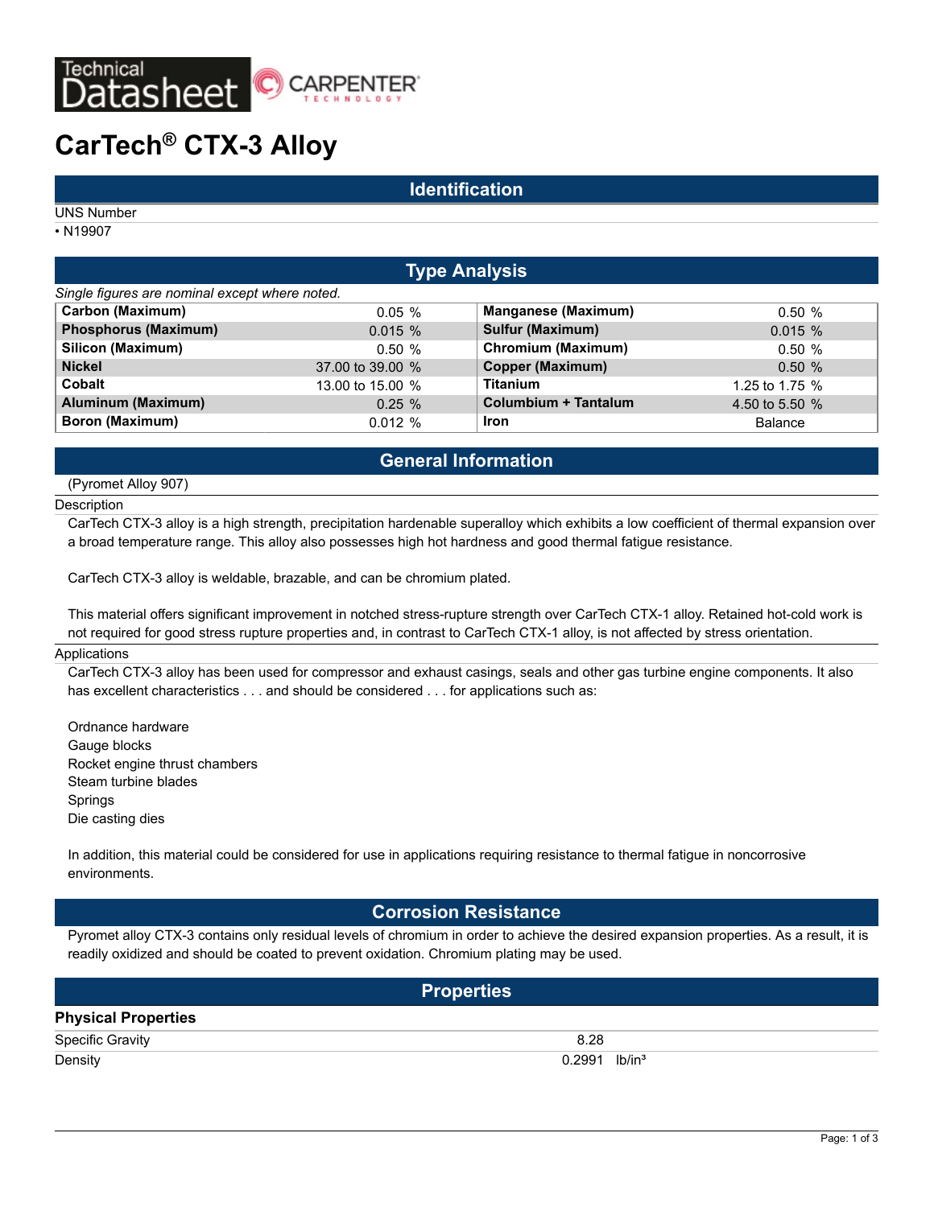Technical Datasheet — CARPENTER TECHNOLOGY

# CarTech® CTX-3 Alloy

## Identification

UNS Number

- N19907

## Type Analysis

*Single figures are nominal except where noted.*

| Element | Value | Element | Value |
|---|---|---|---|
| **Carbon (Maximum)** | 0.05 % | **Manganese (Maximum)** | 0.50 % |
| **Phosphorus (Maximum)** | 0.015 % | **Sulfur (Maximum)** | 0.015 % |
| **Silicon (Maximum)** | 0.50 % | **Chromium (Maximum)** | 0.50 % |
| **Nickel** | 37.00 to 39.00 % | **Copper (Maximum)** | 0.50 % |
| **Cobalt** | 13.00 to 15.00 % | **Titanium** | 1.25 to 1.75 % |
| **Aluminum (Maximum)** | 0.25 % | **Columbium + Tantalum** | 4.50 to 5.50 % |
| **Boron (Maximum)** | 0.012 % | **Iron** | Balance |

## General Information

(Pyromet Alloy 907)

Description

CarTech CTX-3 alloy is a high strength, precipitation hardenable superalloy which exhibits a low coefficient of thermal expansion over a broad temperature range. This alloy also possesses high hot hardness and good thermal fatigue resistance.

CarTech CTX-3 alloy is weldable, brazable, and can be chromium plated.

This material offers significant improvement in notched stress-rupture strength over CarTech CTX-1 alloy. Retained hot-cold work is not required for good stress rupture properties and, in contrast to CarTech CTX-1 alloy, is not affected by stress orientation.

Applications

CarTech CTX-3 alloy has been used for compressor and exhaust casings, seals and other gas turbine engine components. It also has excellent characteristics . . . and should be considered . . . for applications such as:

Ordnance hardware
Gauge blocks
Rocket engine thrust chambers
Steam turbine blades
Springs
Die casting dies

In addition, this material could be considered for use in applications requiring resistance to thermal fatigue in noncorrosive environments.

## Corrosion Resistance

Pyromet alloy CTX-3 contains only residual levels of chromium in order to achieve the desired expansion properties. As a result, it is readily oxidized and should be coated to prevent oxidation. Chromium plating may be used.

## Properties

### Physical Properties

| Property | Value |
|---|---|
| Specific Gravity | 8.28 |
| Density | 0.2991 lb/in³ |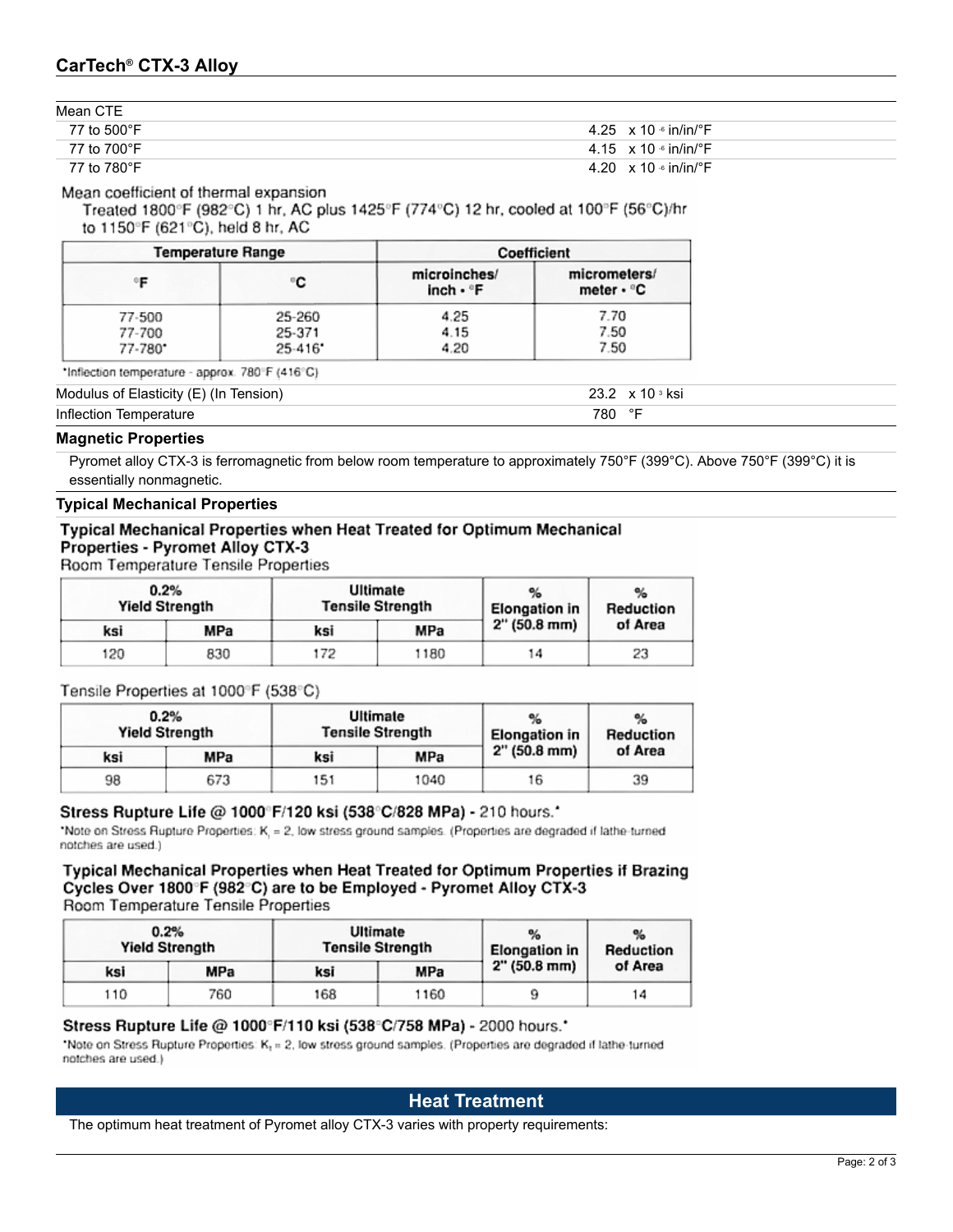| Mean CTE | |
|---|---|
| 77 to 500°F | 4.25 x $10^{-6}$ in/in/°F |
| 77 to 700°F | 4.15 x $10^{-6}$ in/in/°F |
| 77 to 780°F | 4.20 x $10^{-6}$ in/in/°F |

Mean coefficient of thermal expansion
Treated 1800°F (982°C) 1 hr, AC plus 1425°F (774°C) 12 hr, cooled at 100°F (56°C)/hr to 1150°F (621°C), held 8 hr, AC

| Temperature Range | | Coefficient | |
|---|---|---|---|
| °F | °C | microinches/ inch • °F | micrometers/ meter • °C |
| 77-500 | 25-260 | 4.25 | 7.70 |
| 77-700 | 25-371 | 4.15 | 7.50 |
| 77-780* | 25-416* | 4.20 | 7.50 |

*Inflection temperature - approx. 780°F (416°C)

| | |
|---|---|
| Modulus of Elasticity (E) (In Tension) | 23.2 x $10^{3}$ ksi |
| Inflection Temperature | 780 °F |

## Magnetic Properties

Pyromet alloy CTX-3 is ferromagnetic from below room temperature to approximately 750°F (399°C). Above 750°F (399°C) it is essentially nonmagnetic.

## Typical Mechanical Properties

**Typical Mechanical Properties when Heat Treated for Optimum Mechanical Properties - Pyromet Alloy CTX-3**

Room Temperature Tensile Properties

| 0.2% Yield Strength | | Ultimate Tensile Strength | | % Elongation in 2" (50.8 mm) | % Reduction of Area |
|---|---|---|---|---|---|
| ksi | MPa | ksi | MPa | | |
| 120 | 830 | 172 | 1180 | 14 | 23 |

Tensile Properties at 1000°F (538°C)

| 0.2% Yield Strength | | Ultimate Tensile Strength | | % Elongation in 2" (50.8 mm) | % Reduction of Area |
|---|---|---|---|---|---|
| ksi | MPa | ksi | MPa | | |
| 98 | 673 | 151 | 1040 | 16 | 39 |

**Stress Rupture Life @ 1000°F/120 ksi (538°C/828 MPa) -** 210 hours.*

*Note on Stress Rupture Properties: $K_t$ = 2, low stress ground samples. (Properties are degraded if lathe-turned notches are used.)

**Typical Mechanical Properties when Heat Treated for Optimum Properties if Brazing Cycles Over 1800°F (982°C) are to be Employed - Pyromet Alloy CTX-3**

Room Temperature Tensile Properties

| 0.2% Yield Strength | | Ultimate Tensile Strength | | % Elongation in 2" (50.8 mm) | % Reduction of Area |
|---|---|---|---|---|---|
| ksi | MPa | ksi | MPa | | |
| 110 | 760 | 168 | 1160 | 9 | 14 |

**Stress Rupture Life @ 1000°F/110 ksi (538°C/758 MPa) -** 2000 hours.*

*Note on Stress Rupture Properties: $K_t$ = 2, low stress ground samples. (Properties are degraded if lathe-turned notches are used.)

## Heat Treatment

The optimum heat treatment of Pyromet alloy CTX-3 varies with property requirements: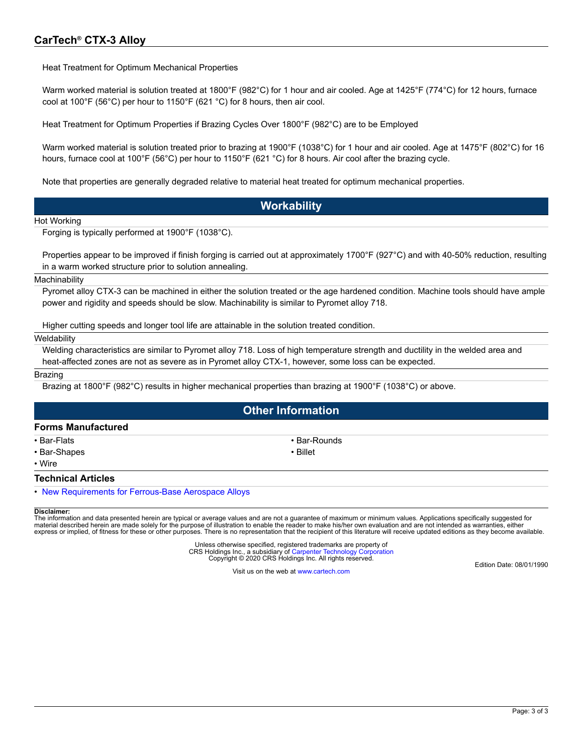Heat Treatment for Optimum Mechanical Properties

Warm worked material is solution treated at 1800°F (982°C) for 1 hour and air cooled. Age at 1425°F (774°C) for 12 hours, furnace cool at 100°F (56°C) per hour to 1150°F (621 °C) for 8 hours, then air cool.

Heat Treatment for Optimum Properties if Brazing Cycles Over 1800°F (982°C) are to be Employed

Warm worked material is solution treated prior to brazing at 1900°F (1038°C) for 1 hour and air cooled. Age at 1475°F (802°C) for 16 hours, furnace cool at 100°F (56°C) per hour to 1150°F (621 °C) for 8 hours. Air cool after the brazing cycle.

Note that properties are generally degraded relative to material heat treated for optimum mechanical properties.

## Workability

### Hot Working

Forging is typically performed at 1900°F (1038°C).

Properties appear to be improved if finish forging is carried out at approximately 1700°F (927°C) and with 40-50% reduction, resulting in a warm worked structure prior to solution annealing.

### Machinability

Pyromet alloy CTX-3 can be machined in either the solution treated or the age hardened condition. Machine tools should have ample power and rigidity and speeds should be slow. Machinability is similar to Pyromet alloy 718.

Higher cutting speeds and longer tool life are attainable in the solution treated condition.

### Weldability

Welding characteristics are similar to Pyromet alloy 718. Loss of high temperature strength and ductility in the welded area and heat-affected zones are not as severe as in Pyromet alloy CTX-1, however, some loss can be expected.

### Brazing

Brazing at 1800°F (982°C) results in higher mechanical properties than brazing at 1900°F (1038°C) or above.

## Other Information

### Forms Manufactured

- Bar-Flats
- Bar-Rounds
- Bar-Shapes
- Billet
- Wire

### Technical Articles

- New Requirements for Ferrous-Base Aerospace Alloys

**Disclaimer:**
The information and data presented herein are typical or average values and are not a guarantee of maximum or minimum values. Applications specifically suggested for material described herein are made solely for the purpose of illustration to enable the reader to make his/her own evaluation and are not intended as warranties, either express or implied, of fitness for these or other purposes. There is no representation that the recipient of this literature will receive updated editions as they become available.

Unless otherwise specified, registered trademarks are property of
CRS Holdings Inc., a subsidiary of Carpenter Technology Corporation
Copyright © 2020 CRS Holdings Inc. All rights reserved.

Edition Date: 08/01/1990

Visit us on the web at www.cartech.com